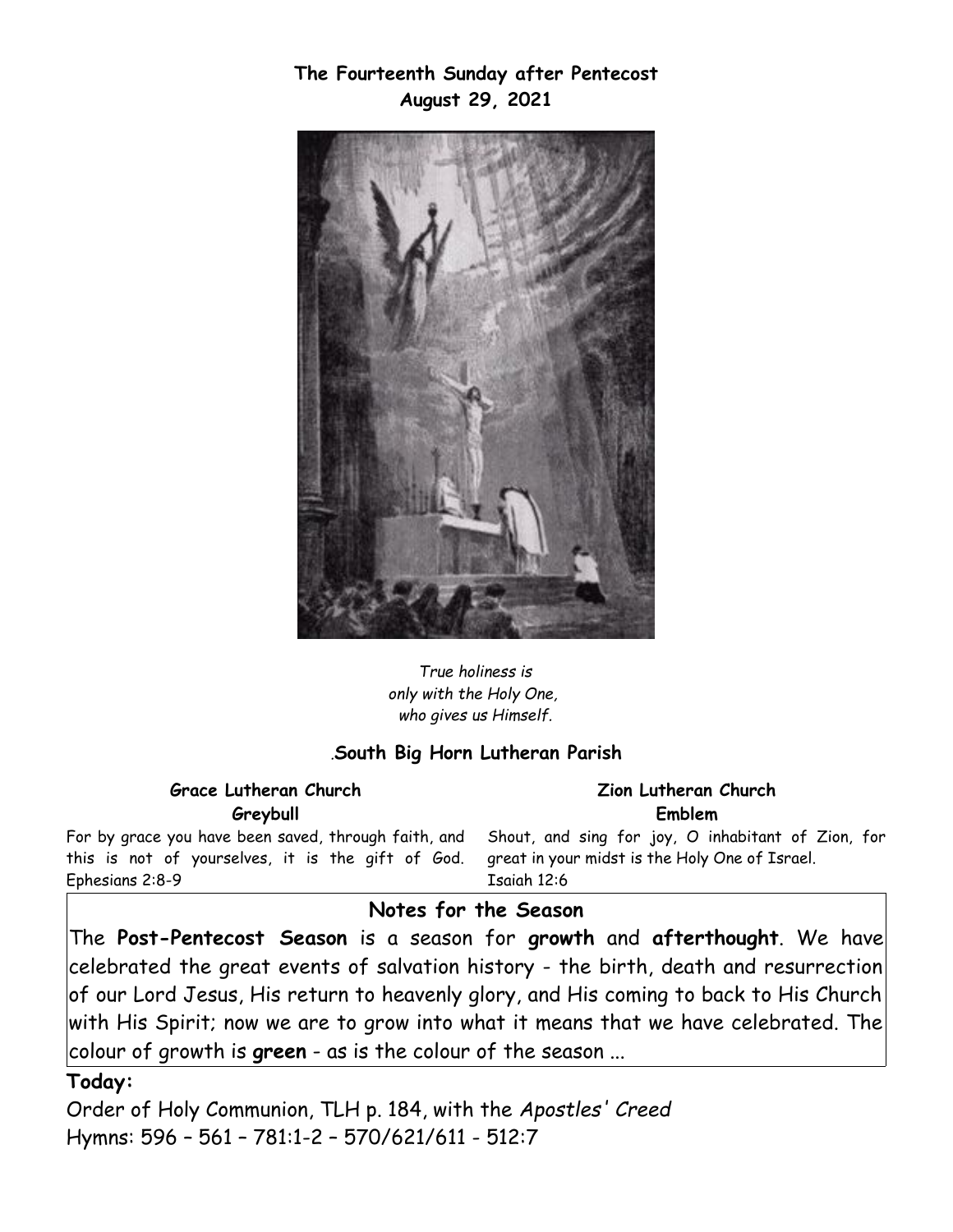**The Fourteenth Sunday after Pentecost**
**August 29, 2021**

*True holiness is*
*only with the Holy One,*
*who gives us Himself.*

.**South Big Horn Lutheran Parish**

**Grace Lutheran Church**
**Greybull**

For by grace you have been saved, through faith, and this is not of yourselves, it is the gift of God. Ephesians 2:8-9

**Zion Lutheran Church**
**Emblem**

Shout, and sing for joy, O inhabitant of Zion, for great in your midst is the Holy One of Israel. Isaiah 12:6

## Notes for the Season

The **Post-Pentecost Season** is a season for **growth** and **afterthought**. We have celebrated the great events of salvation history - the birth, death and resurrection of our Lord Jesus, His return to heavenly glory, and His coming to back to His Church with His Spirit; now we are to grow into what it means that we have celebrated. The colour of growth is **green** - as is the colour of the season ...

**Today:**

Order of Holy Communion, TLH p. 184, with the *Apostles' Creed*
Hymns: 596 – 561 – 781:1-2 – 570/621/611 - 512:7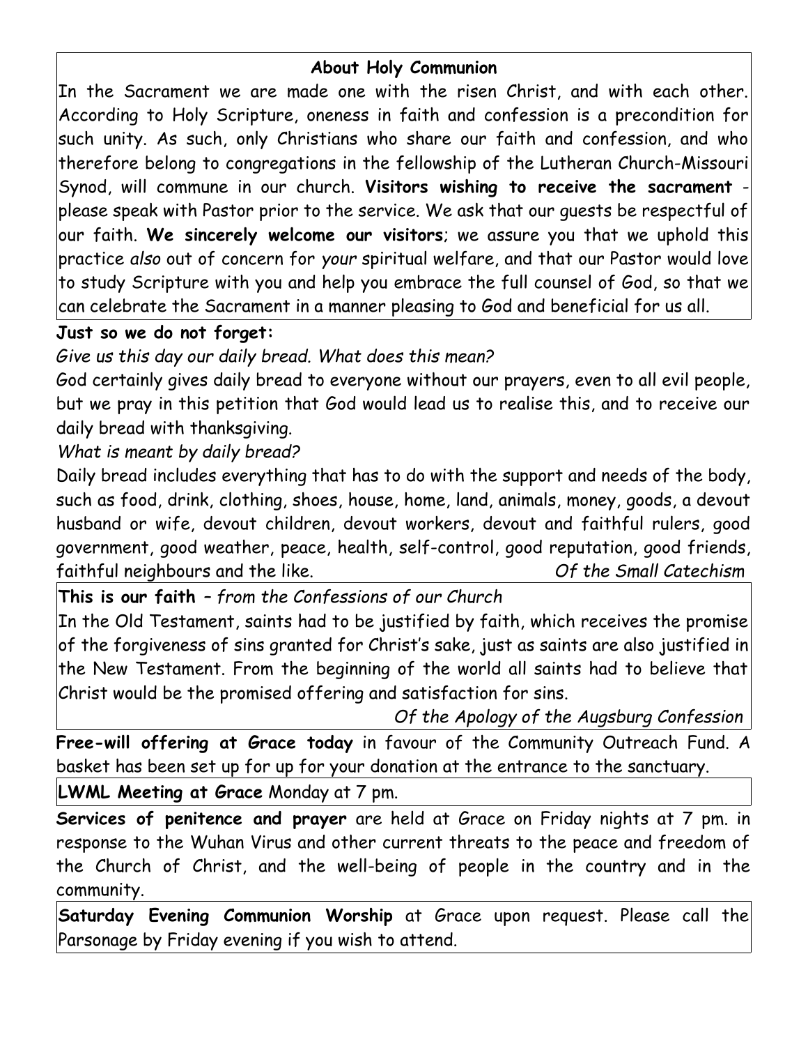## About Holy Communion

In the Sacrament we are made one with the risen Christ, and with each other. According to Holy Scripture, oneness in faith and confession is a precondition for such unity. As such, only Christians who share our faith and confession, and who therefore belong to congregations in the fellowship of the Lutheran Church-Missouri Synod, will commune in our church. **Visitors wishing to receive the sacrament** - please speak with Pastor prior to the service. We ask that our guests be respectful of our faith. **We sincerely welcome our visitors**; we assure you that we uphold this practice *also* out of concern for *your* spiritual welfare, and that our Pastor would love to study Scripture with you and help you embrace the full counsel of God, so that we can celebrate the Sacrament in a manner pleasing to God and beneficial for us all.

**Just so we do not forget:**

*Give us this day our daily bread. What does this mean?*

God certainly gives daily bread to everyone without our prayers, even to all evil people, but we pray in this petition that God would lead us to realise this, and to receive our daily bread with thanksgiving.

*What is meant by daily bread?*

Daily bread includes everything that has to do with the support and needs of the body, such as food, drink, clothing, shoes, house, home, land, animals, money, goods, a devout husband or wife, devout children, devout workers, devout and faithful rulers, good government, good weather, peace, health, self-control, good reputation, good friends, faithful neighbours and the like. *Of the Small Catechism*

**This is our faith** – *from the Confessions of our Church*

In the Old Testament, saints had to be justified by faith, which receives the promise of the forgiveness of sins granted for Christ's sake, just as saints are also justified in the New Testament. From the beginning of the world all saints had to believe that Christ would be the promised offering and satisfaction for sins.

*Of the Apology of the Augsburg Confession*

**Free-will offering at Grace today** in favour of the Community Outreach Fund. A basket has been set up for up for your donation at the entrance to the sanctuary.

**LWML Meeting at Grace** Monday at 7 pm.

**Services of penitence and prayer** are held at Grace on Friday nights at 7 pm. in response to the Wuhan Virus and other current threats to the peace and freedom of the Church of Christ, and the well-being of people in the country and in the community.

**Saturday Evening Communion Worship** at Grace upon request. Please call the Parsonage by Friday evening if you wish to attend.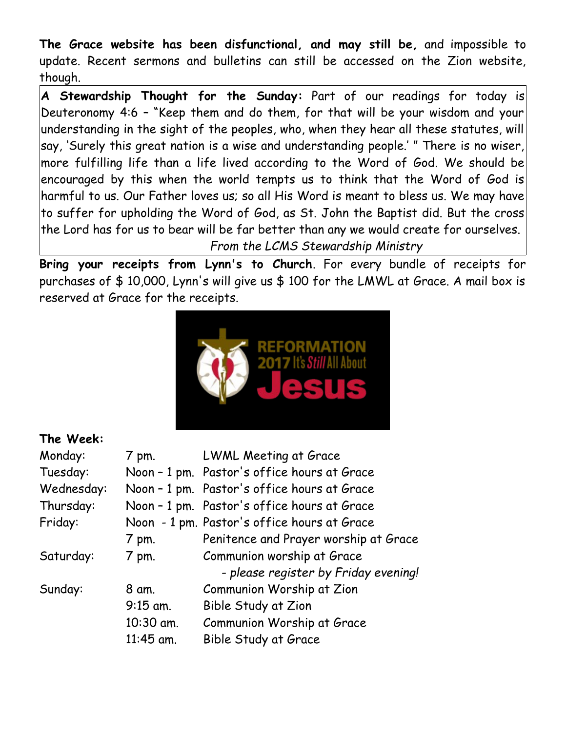**The Grace website has been disfunctional, and may still be,** and impossible to update. Recent sermons and bulletins can still be accessed on the Zion website, though.

**A Stewardship Thought for the Sunday:** Part of our readings for today is Deuteronomy 4:6 – "Keep them and do them, for that will be your wisdom and your understanding in the sight of the peoples, who, when they hear all these statutes, will say, 'Surely this great nation is a wise and understanding people.' " There is no wiser, more fulfilling life than a life lived according to the Word of God. We should be encouraged by this when the world tempts us to think that the Word of God is harmful to us. Our Father loves us; so all His Word is meant to bless us. We may have to suffer for upholding the Word of God, as St. John the Baptist did. But the cross the Lord has for us to bear will be far better than any we would create for ourselves.

*From the LCMS Stewardship Ministry*

**Bring your receipts from Lynn's to Church**. For every bundle of receipts for purchases of $ 10,000, Lynn's will give us $ 100 for the LMWL at Grace. A mail box is reserved at Grace for the receipts.

REFORMATION 2017 It's *Still* All About Jesus

**The Week:**

| | | |
|---|---|---|
| Monday: | 7 pm. | LWML Meeting at Grace |
| Tuesday: | Noon – 1 pm. | Pastor's office hours at Grace |
| Wednesday: | Noon – 1 pm. | Pastor's office hours at Grace |
| Thursday: | Noon – 1 pm. | Pastor's office hours at Grace |
| Friday: | Noon - 1 pm. | Pastor's office hours at Grace |
| | 7 pm. | Penitence and Prayer worship at Grace |
| Saturday: | 7 pm. | Communion worship at Grace *- please register by Friday evening!* |
| Sunday: | 8 am. | Communion Worship at Zion |
| | 9:15 am. | Bible Study at Zion |
| | 10:30 am. | Communion Worship at Grace |
| | 11:45 am. | Bible Study at Grace |